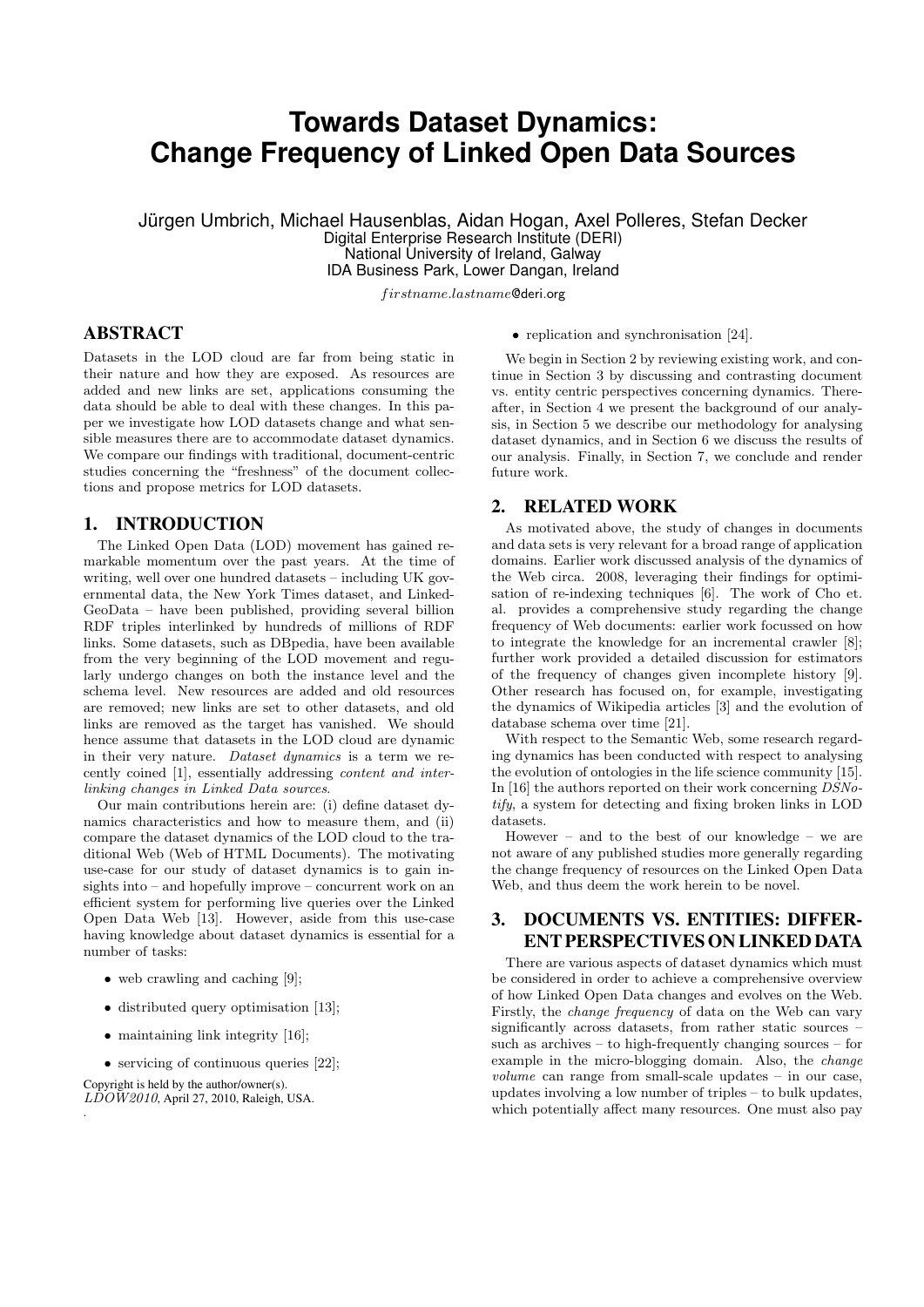# Towards Dataset Dynamics: Change Frequency of Linked Open Data Sources

Jürgen Umbrich, Michael Hausenblas, Aidan Hogan, Axel Polleres, Stefan Decker
Digital Enterprise Research Institute (DERI)
National University of Ireland, Galway
IDA Business Park, Lower Dangan, Ireland

*firstname.lastname*@deri.org

## ABSTRACT

Datasets in the LOD cloud are far from being static in their nature and how they are exposed. As resources are added and new links are set, applications consuming the data should be able to deal with these changes. In this paper we investigate how LOD datasets change and what sensible measures there are to accommodate dataset dynamics. We compare our findings with traditional, document-centric studies concerning the "freshness" of the document collections and propose metrics for LOD datasets.

## 1. INTRODUCTION

The Linked Open Data (LOD) movement has gained remarkable momentum over the past years. At the time of writing, well over one hundred datasets – including UK governmental data, the New York Times dataset, and LinkedGeoData – have been published, providing several billion RDF triples interlinked by hundreds of millions of RDF links. Some datasets, such as DBpedia, have been available from the very beginning of the LOD movement and regularly undergo changes on both the instance level and the schema level. New resources are added and old resources are removed; new links are set to other datasets, and old links are removed as the target has vanished. We should hence assume that datasets in the LOD cloud are dynamic in their very nature. *Dataset dynamics* is a term we recently coined [1], essentially addressing *content and interlinking changes in Linked Data sources*.

Our main contributions herein are: (i) define dataset dynamics characteristics and how to measure them, and (ii) compare the dataset dynamics of the LOD cloud to the traditional Web (Web of HTML Documents). The motivating use-case for our study of dataset dynamics is to gain insights into – and hopefully improve – concurrent work on an efficient system for performing live queries over the Linked Open Data Web [13]. However, aside from this use-case having knowledge about dataset dynamics is essential for a number of tasks:

- web crawling and caching [9];
- distributed query optimisation [13];
- maintaining link integrity [16];
- servicing of continuous queries [22];
- replication and synchronisation [24].

We begin in Section 2 by reviewing existing work, and continue in Section 3 by discussing and contrasting document vs. entity centric perspectives concerning dynamics. Thereafter, in Section 4 we present the background of our analysis, in Section 5 we describe our methodology for analysing dataset dynamics, and in Section 6 we discuss the results of our analysis. Finally, in Section 7, we conclude and render future work.

## 2. RELATED WORK

As motivated above, the study of changes in documents and data sets is very relevant for a broad range of application domains. Earlier work discussed analysis of the dynamics of the Web circa. 2008, leveraging their findings for optimisation of re-indexing techniques [6]. The work of Cho et. al. provides a comprehensive study regarding the change frequency of Web documents: earlier work focussed on how to integrate the knowledge for an incremental crawler [8]; further work provided a detailed discussion for estimators of the frequency of changes given incomplete history [9]. Other research has focused on, for example, investigating the dynamics of Wikipedia articles [3] and the evolution of database schema over time [21].

With respect to the Semantic Web, some research regarding dynamics has been conducted with respect to analysing the evolution of ontologies in the life science community [15]. In [16] the authors reported on their work concerning *DSNotify*, a system for detecting and fixing broken links in LOD datasets.

However – and to the best of our knowledge – we are not aware of any published studies more generally regarding the change frequency of resources on the Linked Open Data Web, and thus deem the work herein to be novel.

## 3. DOCUMENTS VS. ENTITIES: DIFFERENT PERSPECTIVES ON LINKED DATA

There are various aspects of dataset dynamics which must be considered in order to achieve a comprehensive overview of how Linked Open Data changes and evolves on the Web. Firstly, the *change frequency* of data on the Web can vary significantly across datasets, from rather static sources – such as archives – to high-frequently changing sources – for example in the micro-blogging domain. Also, the *change volume* can range from small-scale updates – in our case, updates involving a low number of triples – to bulk updates, which potentially affect many resources. One must also pay

Copyright is held by the author/owner(s).
*LDOW2010*, April 27, 2010, Raleigh, USA.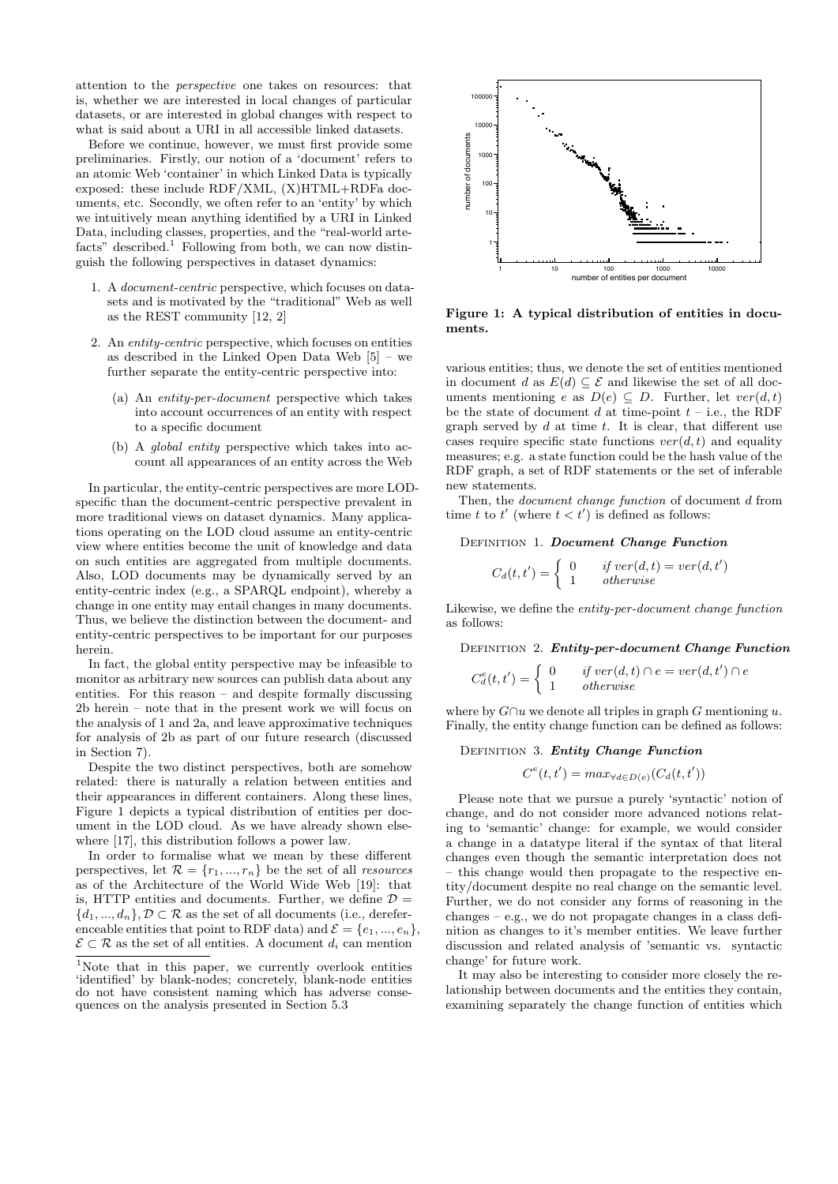attention to the *perspective* one takes on resources: that is, whether we are interested in local changes of particular datasets, or are interested in global changes with respect to what is said about a URI in all accessible linked datasets.

Before we continue, however, we must first provide some preliminaries. Firstly, our notion of a 'document' refers to an atomic Web 'container' in which Linked Data is typically exposed: these include RDF/XML, (X)HTML+RDFa documents, etc. Secondly, we often refer to an 'entity' by which we intuitively mean anything identified by a URI in Linked Data, including classes, properties, and the "real-world artefacts" described.[1] Following from both, we can now distinguish the following perspectives in dataset dynamics:

1. A *document-centric* perspective, which focuses on datasets and is motivated by the "traditional" Web as well as the REST community [12, 2]
2. An *entity-centric* perspective, which focuses on entities as described in the Linked Open Data Web [5] – we further separate the entity-centric perspective into:
   (a) An *entity-per-document* perspective which takes into account occurrences of an entity with respect to a specific document
   (b) A *global entity* perspective which takes into account all appearances of an entity across the Web

In particular, the entity-centric perspectives are more LOD-specific than the document-centric perspective prevalent in more traditional views on dataset dynamics. Many applications operating on the LOD cloud assume an entity-centric view where entities become the unit of knowledge and data on such entities are aggregated from multiple documents. Also, LOD documents may be dynamically served by an entity-centric index (e.g., a SPARQL endpoint), whereby a change in one entity may entail changes in many documents. Thus, we believe the distinction between the document- and entity-centric perspectives to be important for our purposes herein.

In fact, the global entity perspective may be infeasible to monitor as arbitrary new sources can publish data about any entities. For this reason – and despite formally discussing 2b herein – note that in the present work we will focus on the analysis of 1 and 2a, and leave approximative techniques for analysis of 2b as part of our future research (discussed in Section 7).

Despite the two distinct perspectives, both are somehow related: there is naturally a relation between entities and their appearances in different containers. Along these lines, Figure 1 depicts a typical distribution of entities per document in the LOD cloud. As we have already shown elsewhere [17], this distribution follows a power law.

In order to formalise what we mean by these different perspectives, let $\mathcal{R} = \{r_1, ..., r_n\}$ be the set of all *resources* as of the Architecture of the World Wide Web [19]: that is, HTTP entities and documents. Further, we define $\mathcal{D} = \{d_1, ..., d_n\}, \mathcal{D} \subset \mathcal{R}$ as the set of all documents (i.e., dereferenceable entities that point to RDF data) and $\mathcal{E} = \{e_1, ..., e_n\}$, $\mathcal{E} \subset \mathcal{R}$ as the set of all entities. A document $d_i$ can mention

[1] Note that in this paper, we currently overlook entities 'identified' by blank-nodes; concretely, blank-node entities do not have consistent naming which has adverse consequences on the analysis presented in Section 5.3

**Figure 1: A typical distribution of entities in documents.**

various entities; thus, we denote the set of entities mentioned in document $d$ as $E(d) \subseteq \mathcal{E}$ and likewise the set of all documents mentioning $e$ as $D(e) \subseteq D$. Further, let $ver(d, t)$ be the state of document $d$ at time-point $t$ – i.e., the RDF graph served by $d$ at time $t$. It is clear, that different use cases require specific state functions $ver(d, t)$ and equality measures; e.g. a state function could be the hash value of the RDF graph, a set of RDF statements or the set of inferable new statements.

Then, the *document change function* of document $d$ from time $t$ to $t'$ (where $t < t'$) is defined as follows:

Definition 1. ***Document Change Function***

$$C_d(t, t') = \begin{cases} 0 & \text{if } ver(d, t) = ver(d, t') \\ 1 & \text{otherwise} \end{cases}$$

Likewise, we define the *entity-per-document change function* as follows:

Definition 2. ***Entity-per-document Change Function***

$$C_d^e(t, t') = \begin{cases} 0 & \text{if } ver(d, t) \cap e = ver(d, t') \cap e \\ 1 & \text{otherwise} \end{cases}$$

where by $G \cap u$ we denote all triples in graph $G$ mentioning $u$. Finally, the entity change function can be defined as follows:

Definition 3. ***Entity Change Function***

$$C^e(t, t') = max_{\forall d \in D(e)}(C_d(t, t'))$$

Please note that we pursue a purely 'syntactic' notion of change, and do not consider more advanced notions relating to 'semantic' change: for example, we would consider a change in a datatype literal if the syntax of that literal changes even though the semantic interpretation does not – this change would then propagate to the respective entity/document despite no real change on the semantic level. Further, we do not consider any forms of reasoning in the changes – e.g., we do not propagate changes in a class definition as changes to it's member entities. We leave further discussion and related analysis of 'semantic vs. syntactic change' for future work.

It may also be interesting to consider more closely the relationship between documents and the entities they contain, examining separately the change function of entities which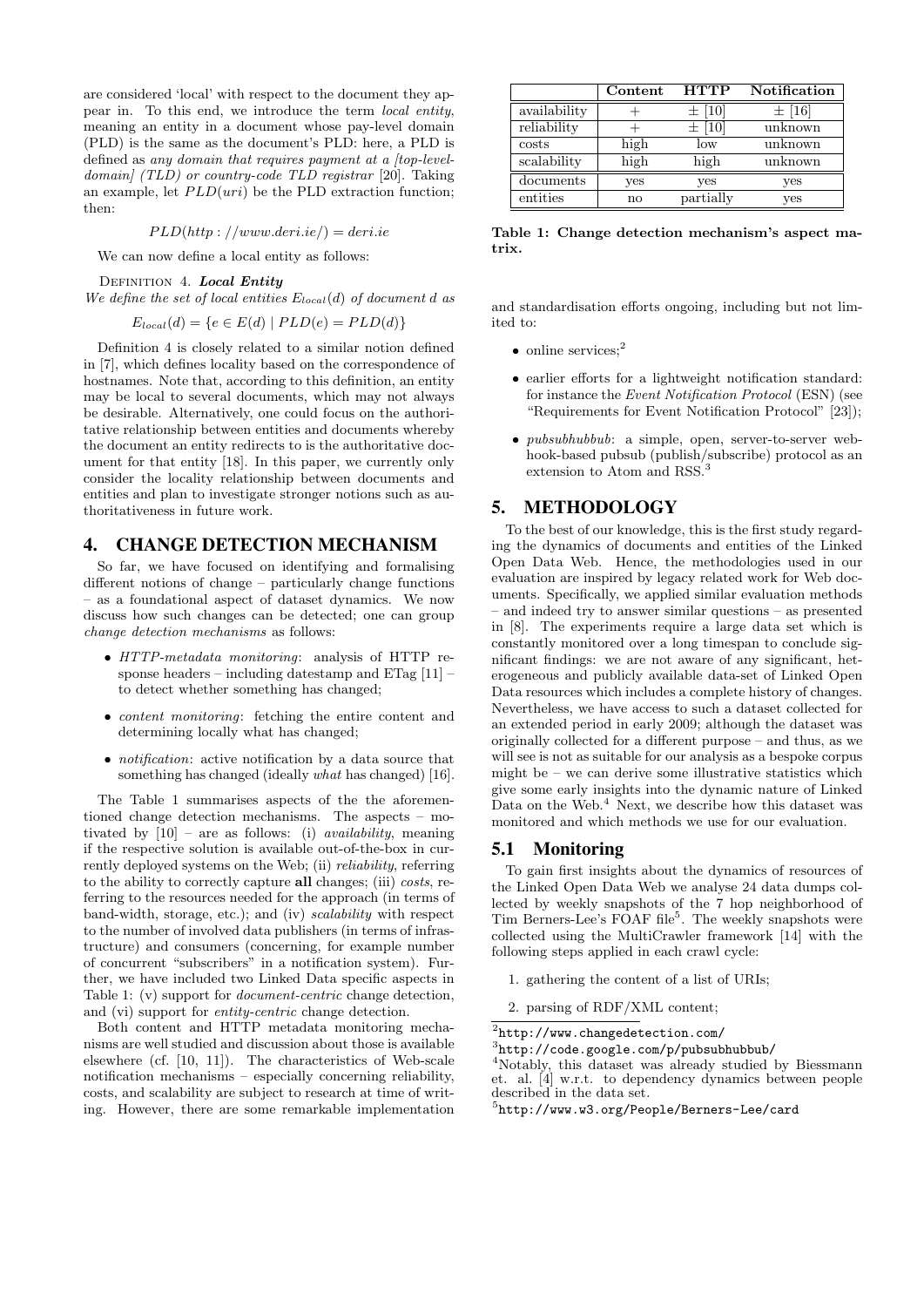are considered 'local' with respect to the document they appear in. To this end, we introduce the term *local entity*, meaning an entity in a document whose pay-level domain (PLD) is the same as the document's PLD: here, a PLD is defined as *any domain that requires payment at a [top-level-domain] (TLD) or country-code TLD registrar* [20]. Taking an example, let $PLD(uri)$ be the PLD extraction function; then:

$$PLD(http://www.deri.ie/) = deri.ie$$

We can now define a local entity as follows:

DEFINITION 4. ***Local Entity***
*We define the set of local entities $E_{local}(d)$ of document $d$ as*

$$E_{local}(d) = \{e \in E(d) \mid PLD(e) = PLD(d)\}$$

Definition 4 is closely related to a similar notion defined in [7], which defines locality based on the correspondence of hostnames. Note that, according to this definition, an entity may be local to several documents, which may not always be desirable. Alternatively, one could focus on the authoritative relationship between entities and documents whereby the document an entity redirects to is the authoritative document for that entity [18]. In this paper, we currently only consider the locality relationship between documents and entities and plan to investigate stronger notions such as authoritativeness in future work.

## 4. CHANGE DETECTION MECHANISM

So far, we have focused on identifying and formalising different notions of change – particularly change functions – as a foundational aspect of dataset dynamics. We now discuss how such changes can be detected; one can group *change detection mechanisms* as follows:

- *HTTP-metadata monitoring*: analysis of HTTP response headers – including datestamp and ETag [11] – to detect whether something has changed;
- *content monitoring*: fetching the entire content and determining locally what has changed;
- *notification*: active notification by a data source that something has changed (ideally *what* has changed) [16].

The Table 1 summarises aspects of the the aforementioned change detection mechanisms. The aspects – motivated by [10] – are as follows: (i) *availability*, meaning if the respective solution is available out-of-the-box in currently deployed systems on the Web; (ii) *reliability*, referring to the ability to correctly capture **all** changes; (iii) *costs*, referring to the resources needed for the approach (in terms of band-width, storage, etc.); and (iv) *scalability* with respect to the number of involved data publishers (in terms of infrastructure) and consumers (concerning, for example number of concurrent "subscribers" in a notification system). Further, we have included two Linked Data specific aspects in Table 1: (v) support for *document-centric* change detection, and (vi) support for *entity-centric* change detection.

Both content and HTTP metadata monitoring mechanisms are well studied and discussion about those is available elsewhere (cf. [10, 11]). The characteristics of Web-scale notification mechanisms – especially concerning reliability, costs, and scalability are subject to research at time of writing. However, there are some remarkable implementation

| | **Content** | **HTTP** | **Notification** |
|---|---|---|---|
| availability | + | ± [10] | ± [16] |
| reliability | + | ± [10] | unknown |
| costs | high | low | unknown |
| scalability | high | high | unknown |
| documents | yes | yes | yes |
| entities | no | partially | yes |

**Table 1: Change detection mechanism's aspect matrix.**

and standardisation efforts ongoing, including but not limited to:

- online services;[2]
- earlier efforts for a lightweight notification standard: for instance the *Event Notification Protocol* (ESN) (see "Requirements for Event Notification Protocol" [23]);
- *pubsubhubbub*: a simple, open, server-to-server webhook-based pubsub (publish/subscribe) protocol as an extension to Atom and RSS.[3]

## 5. METHODOLOGY

To the best of our knowledge, this is the first study regarding the dynamics of documents and entities of the Linked Open Data Web. Hence, the methodologies used in our evaluation are inspired by legacy related work for Web documents. Specifically, we applied similar evaluation methods – and indeed try to answer similar questions – as presented in [8]. The experiments require a large data set which is constantly monitored over a long timespan to conclude significant findings: we are not aware of any significant, heterogeneous and publicly available data-set of Linked Open Data resources which includes a complete history of changes. Nevertheless, we have access to such a dataset collected for an extended period in early 2009; although the dataset was originally collected for a different purpose – and thus, as we will see is not as suitable for our analysis as a bespoke corpus might be – we can derive some illustrative statistics which give some early insights into the dynamic nature of Linked Data on the Web.[4] Next, we describe how this dataset was monitored and which methods we use for our evaluation.

### 5.1 Monitoring

To gain first insights about the dynamics of resources of the Linked Open Data Web we analyse 24 data dumps collected by weekly snapshots of the 7 hop neighborhood of Tim Berners-Lee's FOAF file[5]. The weekly snapshots were collected using the MultiCrawler framework [14] with the following steps applied in each crawl cycle:

1. gathering the content of a list of URIs;
2. parsing of RDF/XML content;

[2] http://www.changedetection.com/

[3] http://code.google.com/p/pubsubhubbub/

[4] Notably, this dataset was already studied by Biessmann et. al. [4] w.r.t. to dependency dynamics between people described in the data set.

[5] http://www.w3.org/People/Berners-Lee/card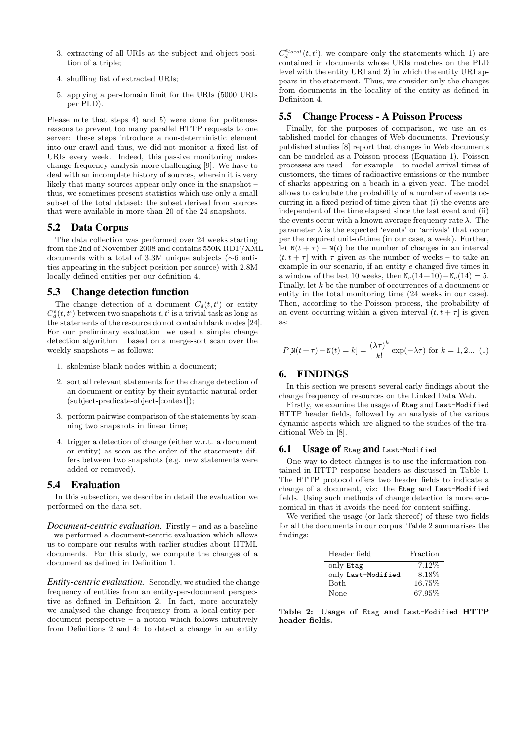3. extracting of all URIs at the subject and object position of a triple;
4. shuffling list of extracted URIs;
5. applying a per-domain limit for the URIs (5000 URIs per PLD).

Please note that steps 4) and 5) were done for politeness reasons to prevent too many parallel HTTP requests to one server: these steps introduce a non-deterministic element into our crawl and thus, we did not monitor a fixed list of URIs every week. Indeed, this passive monitoring makes change frequency analysis more challenging [9]. We have to deal with an incomplete history of sources, wherein it is very likely that many sources appear only once in the snapshot – thus, we sometimes present statistics which use only a small subset of the total dataset: the subset derived from sources that were available in more than 20 of the 24 snapshots.

## 5.2 Data Corpus

The data collection was performed over 24 weeks starting from the 2nd of November 2008 and contains 550K RDF/XML documents with a total of 3.3M unique subjects (∼6 entities appearing in the subject position per source) with 2.8M locally defined entities per our definition 4.

## 5.3 Change detection function

The change detection of a document $C_d(t, t')$ or entity $C_d^e(t, t')$ between two snapshots $t, t'$ is a trivial task as long as the statements of the resource do not contain blank nodes [24]. For our preliminary evaluation, we used a simple change detection algorithm – based on a merge-sort scan over the weekly snapshots – as follows:

1. skolemise blank nodes within a document;
2. sort all relevant statements for the change detection of an document or entity by their syntactic natural order (subject-predicate-object-[context]);
3. perform pairwise comparison of the statements by scanning two snapshots in linear time;
4. trigger a detection of change (either w.r.t. a document or entity) as soon as the order of the statements differs between two snapshots (e.g. new statements were added or removed).

## 5.4 Evaluation

In this subsection, we describe in detail the evaluation we performed on the data set.

***Document-centric evaluation.*** Firstly – and as a baseline – we performed a document-centric evaluation which allows us to compare our results with earlier studies about HTML documents. For this study, we compute the changes of a document as defined in Definition 1.

***Entity-centric evaluation.*** Secondly, we studied the change frequency of entities from an entity-per-document perspective as defined in Definition 2. In fact, more accurately we analysed the change frequency from a local-entity-per-document perspective – a notion which follows intuitively from Definitions 2 and 4: to detect a change in an entity $C_d^{e_{local}}(t, t')$, we compare only the statements which 1) are contained in documents whose URIs matches on the PLD level with the entity URI and 2) in which the entity URI appears in the statement. Thus, we consider only the changes from documents in the locality of the entity as defined in Definition 4.

## 5.5 Change Process - A Poisson Process

Finally, for the purposes of comparison, we use an established model for changes of Web documents. Previously published studies [8] report that changes in Web documents can be modeled as a Poisson process (Equation 1). Poisson processes are used – for example – to model arrival times of customers, the times of radioactive emissions or the number of sharks appearing on a beach in a given year. The model allows to calculate the probability of a number of events occurring in a fixed period of time given that (i) the events are independent of the time elapsed since the last event and (ii) the events occur with a known average frequency rate $\lambda$. The parameter $\lambda$ is the expected 'events' or 'arrivals' that occur per the required unit-of-time (in our case, a week). Further, let $\mathtt{N}(t+\tau) - \mathtt{N}(t)$ be the number of changes in an interval $(t, t+\tau]$ with $\tau$ given as the number of weeks – to take an example in our scenario, if an entity $e$ changed five times in a window of the last 10 weeks, then $\mathtt{N}_e(14+10) - \mathtt{N}_e(14) = 5$. Finally, let $k$ be the number of occurrences of a document or entity in the total monitoring time (24 weeks in our case). Then, according to the Poisson process, the probability of an event occurring within a given interval $(t, t+\tau]$ is given as:

$$P[\mathtt{N}(t+\tau) - \mathtt{N}(t) = k] = \frac{(\lambda\tau)^k}{k!}\exp(-\lambda\tau) \text{ for } k = 1, 2... \quad (1)$$

# 6. FINDINGS

In this section we present several early findings about the change frequency of resources on the Linked Data Web.

Firstly, we examine the usage of `Etag` and `Last-Modified` HTTP header fields, followed by an analysis of the various dynamic aspects which are aligned to the studies of the traditional Web in [8].

## 6.1 Usage of `Etag` and `Last-Modified`

One way to detect changes is to use the information contained in HTTP response headers as discussed in Table 1. The HTTP protocol offers two header fields to indicate a change of a document, viz: the `Etag` and `Last-Modified` fields. Using such methods of change detection is more economical in that it avoids the need for content sniffing.

We verified the usage (or lack thereof) of these two fields for all the documents in our corpus; Table 2 summarises the findings:

| Header field | Fraction |
|---|---|
| only `Etag` | 7.12% |
| only `Last-Modified` | 8.18% |
| Both | 16.75% |
| None | 67.95% |

**Table 2: Usage of `Etag` and `Last-Modified` HTTP header fields.**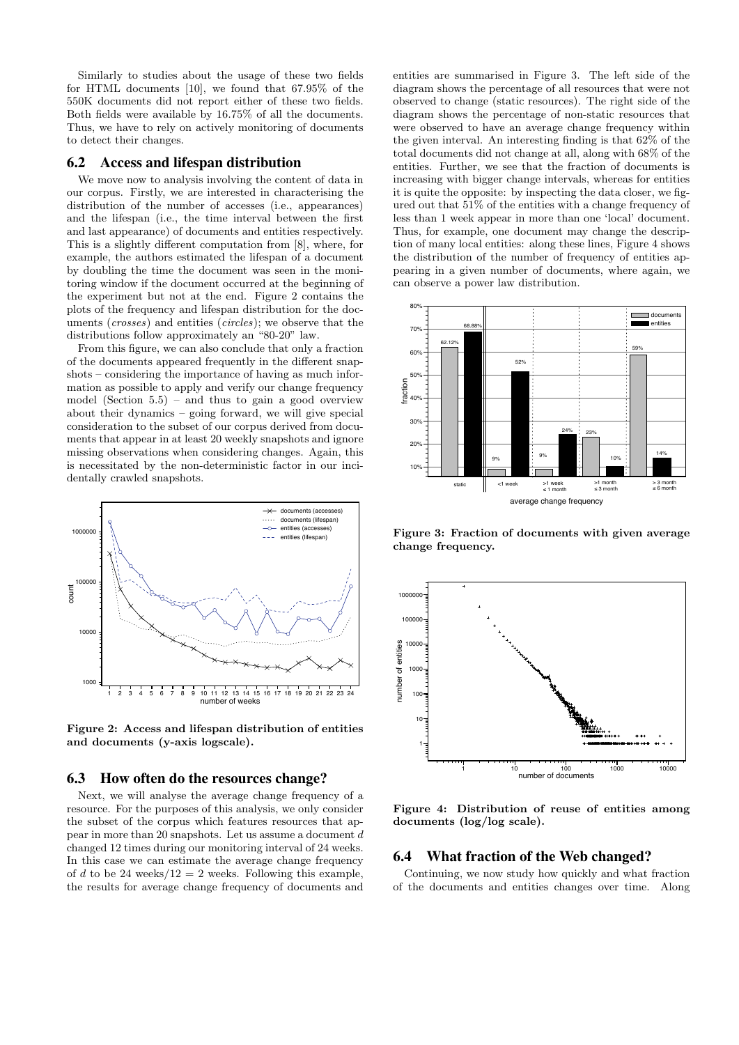Similarly to studies about the usage of these two fields for HTML documents [10], we found that 67.95% of the 550K documents did not report either of these two fields. Both fields were available by 16.75% of all the documents. Thus, we have to rely on actively monitoring of documents to detect their changes.

## 6.2 Access and lifespan distribution

We move now to analysis involving the content of data in our corpus. Firstly, we are interested in characterising the distribution of the number of accesses (i.e., appearances) and the lifespan (i.e., the time interval between the first and last appearance) of documents and entities respectively. This is a slightly different computation from [8], where, for example, the authors estimated the lifespan of a document by doubling the time the document was seen in the monitoring window if the document occurred at the beginning of the experiment but not at the end. Figure 2 contains the plots of the frequency and lifespan distribution for the documents (*crosses*) and entities (*circles*); we observe that the distributions follow approximately an "80-20" law.

From this figure, we can also conclude that only a fraction of the documents appeared frequently in the different snapshots – considering the importance of having as much information as possible to apply and verify our change frequency model (Section 5.5) – and thus to gain a good overview about their dynamics – going forward, we will give special consideration to the subset of our corpus derived from documents that appear in at least 20 weekly snapshots and ignore missing observations when considering changes. Again, this is necessitated by the non-deterministic factor in our incidentally crawled snapshots.

**Figure 2: Access and lifespan distribution of entities and documents (y-axis logscale).**

## 6.3 How often do the resources change?

Next, we will analyse the average change frequency of a resource. For the purposes of this analysis, we only consider the subset of the corpus which features resources that appear in more than 20 snapshots. Let us assume a document $d$ changed 12 times during our monitoring interval of 24 weeks. In this case we can estimate the average change frequency of $d$ to be 24 weeks/12 = 2 weeks. Following this example, the results for average change frequency of documents and entities are summarised in Figure 3. The left side of the diagram shows the percentage of all resources that were not observed to change (static resources). The right side of the diagram shows the percentage of non-static resources that were observed to have an average change frequency within the given interval. An interesting finding is that 62% of the total documents did not change at all, along with 68% of the entities. Further, we see that the fraction of documents is increasing with bigger change intervals, whereas for entities it is quite the opposite: by inspecting the data closer, we figured out that 51% of the entities with a change frequency of less than 1 week appear in more than one 'local' document. Thus, for example, one document may change the description of many local entities: along these lines, Figure 4 shows the distribution of the number of frequency of entities appearing in a given number of documents, where again, we can observe a power law distribution.

**Figure 3: Fraction of documents with given average change frequency.**

**Figure 4: Distribution of reuse of entities among documents (log/log scale).**

## 6.4 What fraction of the Web changed?

Continuing, we now study how quickly and what fraction of the documents and entities changes over time. Along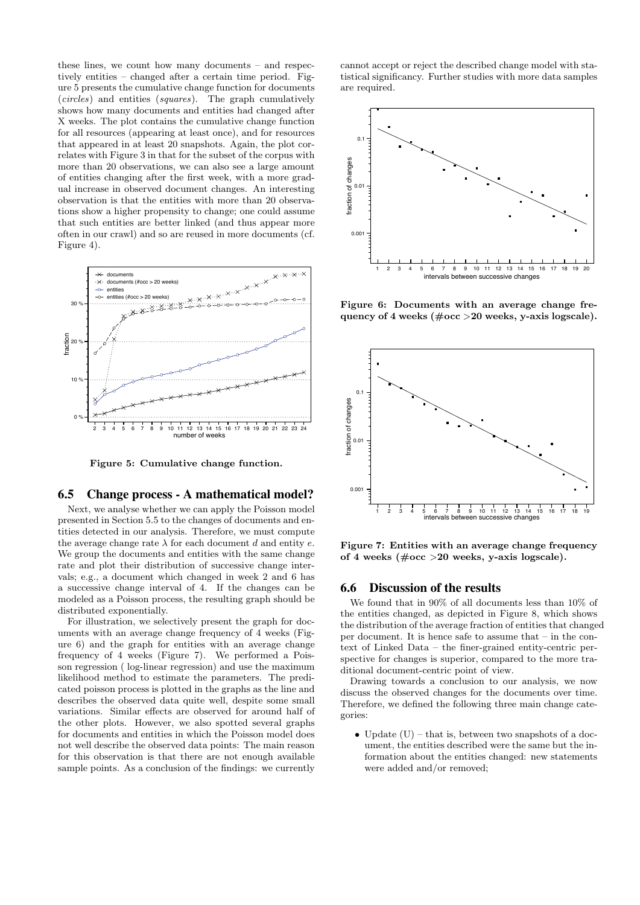these lines, we count how many documents – and respectively entities – changed after a certain time period. Figure 5 presents the cumulative change function for documents (*circles*) and entities (*squares*). The graph cumulatively shows how many documents and entities had changed after X weeks. The plot contains the cumulative change function for all resources (appearing at least once), and for resources that appeared in at least 20 snapshots. Again, the plot correlates with Figure 3 in that for the subset of the corpus with more than 20 observations, we can also see a large amount of entities changing after the first week, with a more gradual increase in observed document changes. An interesting observation is that the entities with more than 20 observations show a higher propensity to change; one could assume that such entities are better linked (and thus appear more often in our crawl) and so are reused in more documents (cf. Figure 4).

**Figure 5: Cumulative change function.**

## 6.5 Change process - A mathematical model?

Next, we analyse whether we can apply the Poisson model presented in Section 5.5 to the changes of documents and entities detected in our analysis. Therefore, we must compute the average change rate $\lambda$ for each document $d$ and entity $e$. We group the documents and entities with the same change rate and plot their distribution of successive change intervals; e.g., a document which changed in week 2 and 6 has a successive change interval of 4. If the changes can be modeled as a Poisson process, the resulting graph should be distributed exponentially.

For illustration, we selectively present the graph for documents with an average change frequency of 4 weeks (Figure 6) and the graph for entities with an average change frequency of 4 weeks (Figure 7). We performed a Poisson regression ( log-linear regression) and use the maximum likelihood method to estimate the parameters. The predicated poisson process is plotted in the graphs as the line and describes the observed data quite well, despite some small variations. Similar effects are observed for around half of the other plots. However, we also spotted several graphs for documents and entities in which the Poisson model does not well describe the observed data points: The main reason for this observation is that there are not enough available sample points. As a conclusion of the findings: we currently cannot accept or reject the described change model with statistical significancy. Further studies with more data samples are required.

**Figure 6: Documents with an average change frequency of 4 weeks (#occ >20 weeks, y-axis logscale).**

**Figure 7: Entities with an average change frequency of 4 weeks (#occ >20 weeks, y-axis logscale).**

## 6.6 Discussion of the results

We found that in 90% of all documents less than 10% of the entities changed, as depicted in Figure 8, which shows the distribution of the average fraction of entities that changed per document. It is hence safe to assume that – in the context of Linked Data – the finer-grained entity-centric perspective for changes is superior, compared to the more traditional document-centric point of view.

Drawing towards a conclusion to our analysis, we now discuss the observed changes for the documents over time. Therefore, we defined the following three main change categories:

- Update (U) – that is, between two snapshots of a document, the entities described were the same but the information about the entities changed: new statements were added and/or removed;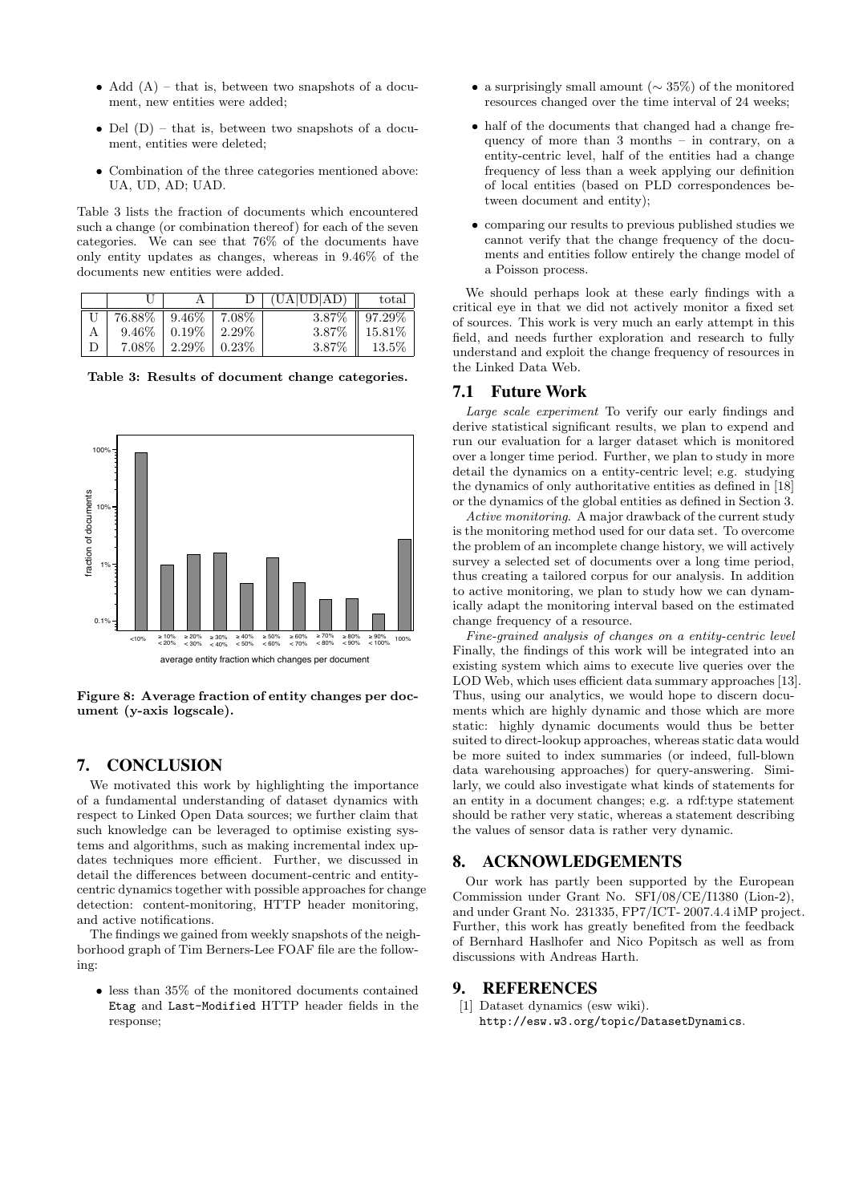- Add (A) – that is, between two snapshots of a document, new entities were added;
- Del (D) – that is, between two snapshots of a document, entities were deleted;
- Combination of the three categories mentioned above: UA, UD, AD; UAD.

Table 3 lists the fraction of documents which encountered such a change (or combination thereof) for each of the seven categories. We can see that 76% of the documents have only entity updates as changes, whereas in 9.46% of the documents new entities were added.

| | U | A | D | (UA\|UD\|AD) | total |
|---|---|---|---|---|---|
| U | 76.88% | 9.46% | 7.08% | 3.87% | 97.29% |
| A | 9.46% | 0.19% | 2.29% | 3.87% | 15.81% |
| D | 7.08% | 2.29% | 0.23% | 3.87% | 13.5% |

**Table 3: Results of document change categories.**

**Figure 8: Average fraction of entity changes per document (y-axis logscale).**

# 7. CONCLUSION

We motivated this work by highlighting the importance of a fundamental understanding of dataset dynamics with respect to Linked Open Data sources; we further claim that such knowledge can be leveraged to optimise existing systems and algorithms, such as making incremental index updates techniques more efficient. Further, we discussed in detail the differences between document-centric and entity-centric dynamics together with possible approaches for change detection: content-monitoring, HTTP header monitoring, and active notifications.

The findings we gained from weekly snapshots of the neighborhood graph of Tim Berners-Lee FOAF file are the following:

- less than 35% of the monitored documents contained `Etag` and `Last-Modified` HTTP header fields in the response;
- a surprisingly small amount ($\sim 35\%$) of the monitored resources changed over the time interval of 24 weeks;
- half of the documents that changed had a change frequency of more than 3 months – in contrary, on a entity-centric level, half of the entities had a change frequency of less than a week applying our definition of local entities (based on PLD correspondences between document and entity);
- comparing our results to previous published studies we cannot verify that the change frequency of the documents and entities follow entirely the change model of a Poisson process.

We should perhaps look at these early findings with a critical eye in that we did not actively monitor a fixed set of sources. This work is very much an early attempt in this field, and needs further exploration and research to fully understand and exploit the change frequency of resources in the Linked Data Web.

## 7.1 Future Work

*Large scale experiment* To verify our early findings and derive statistical significant results, we plan to expend and run our evaluation for a larger dataset which is monitored over a longer time period. Further, we plan to study in more detail the dynamics on a entity-centric level; e.g. studying the dynamics of only authoritative entities as defined in [18] or the dynamics of the global entities as defined in Section 3.

*Active monitoring.* A major drawback of the current study is the monitoring method used for our data set. To overcome the problem of an incomplete change history, we will actively survey a selected set of documents over a long time period, thus creating a tailored corpus for our analysis. In addition to active monitoring, we plan to study how we can dynamically adapt the monitoring interval based on the estimated change frequency of a resource.

*Fine-grained analysis of changes on a entity-centric level* Finally, the findings of this work will be integrated into an existing system which aims to execute live queries over the LOD Web, which uses efficient data summary approaches [13]. Thus, using our analytics, we would hope to discern documents which are highly dynamic and those which are more static: highly dynamic documents would thus be better suited to direct-lookup approaches, whereas static data would be more suited to index summaries (or indeed, full-blown data warehousing approaches) for query-answering. Similarly, we could also investigate what kinds of statements for an entity in a document changes; e.g. a rdf:type statement should be rather very static, whereas a statement describing the values of sensor data is rather very dynamic.

# 8. ACKNOWLEDGEMENTS

Our work has partly been supported by the European Commission under Grant No. SFI/08/CE/I1380 (Lion-2), and under Grant No. 231335, FP7/ICT- 2007.4.4 iMP project. Further, this work has greatly benefited from the feedback of Bernhard Haslhofer and Nico Popitsch as well as from discussions with Andreas Harth.

# 9. REFERENCES

[1] Dataset dynamics (esw wiki). `http://esw.w3.org/topic/DatasetDynamics`.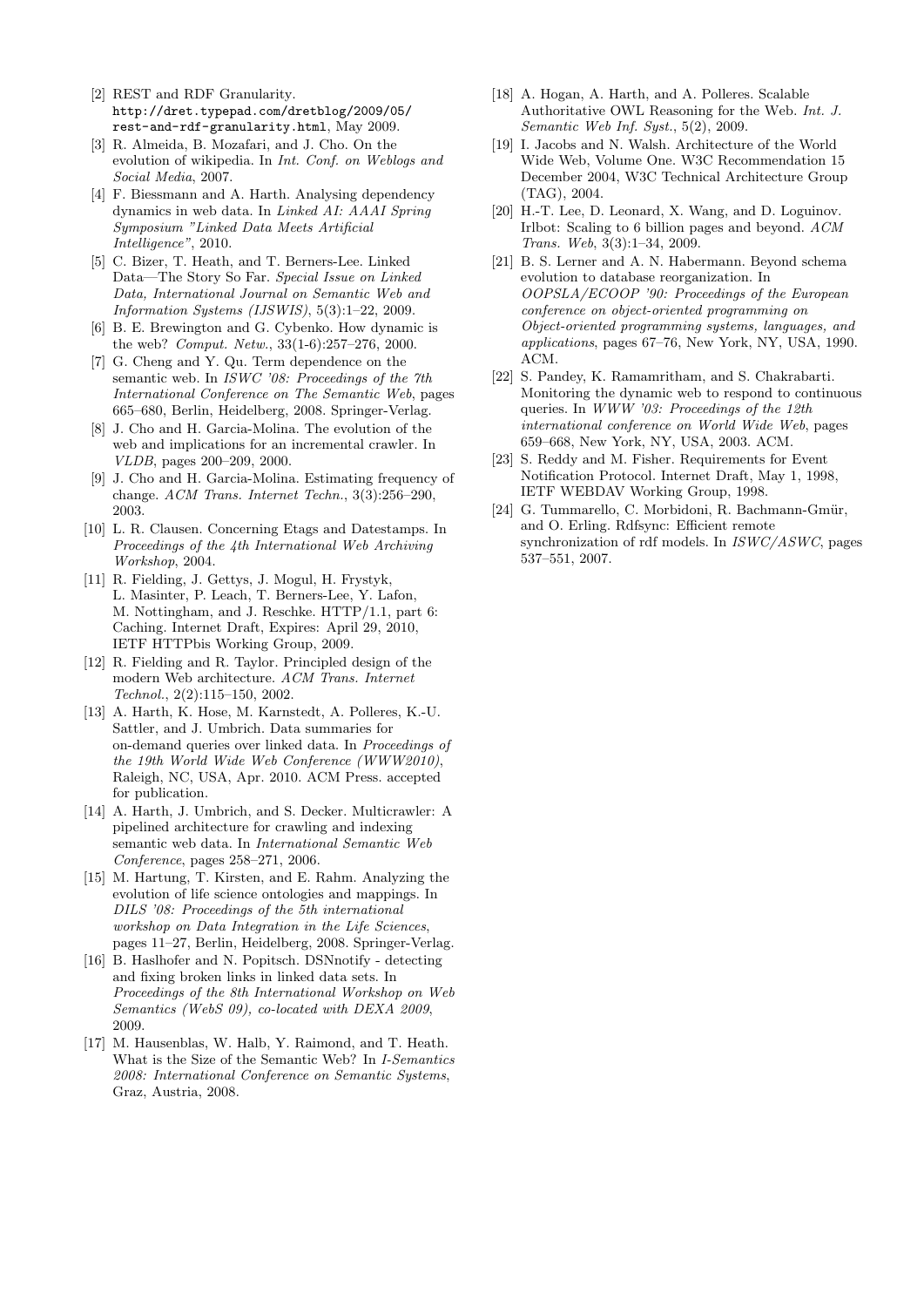[2] REST and RDF Granularity. `http://dret.typepad.com/dretblog/2009/05/rest-and-rdf-granularity.html`, May 2009.

[3] R. Almeida, B. Mozafari, and J. Cho. On the evolution of wikipedia. In *Int. Conf. on Weblogs and Social Media*, 2007.

[4] F. Biessmann and A. Harth. Analysing dependency dynamics in web data. In *Linked AI: AAAI Spring Symposium "Linked Data Meets Artificial Intelligence"*, 2010.

[5] C. Bizer, T. Heath, and T. Berners-Lee. Linked Data—The Story So Far. *Special Issue on Linked Data, International Journal on Semantic Web and Information Systems (IJSWIS)*, 5(3):1–22, 2009.

[6] B. E. Brewington and G. Cybenko. How dynamic is the web? *Comput. Netw.*, 33(1-6):257–276, 2000.

[7] G. Cheng and Y. Qu. Term dependence on the semantic web. In *ISWC '08: Proceedings of the 7th International Conference on The Semantic Web*, pages 665–680, Berlin, Heidelberg, 2008. Springer-Verlag.

[8] J. Cho and H. Garcia-Molina. The evolution of the web and implications for an incremental crawler. In *VLDB*, pages 200–209, 2000.

[9] J. Cho and H. Garcia-Molina. Estimating frequency of change. *ACM Trans. Internet Techn.*, 3(3):256–290, 2003.

[10] L. R. Clausen. Concerning Etags and Datestamps. In *Proceedings of the 4th International Web Archiving Workshop*, 2004.

[11] R. Fielding, J. Gettys, J. Mogul, H. Frystyk, L. Masinter, P. Leach, T. Berners-Lee, Y. Lafon, M. Nottingham, and J. Reschke. HTTP/1.1, part 6: Caching. Internet Draft, Expires: April 29, 2010, IETF HTTPbis Working Group, 2009.

[12] R. Fielding and R. Taylor. Principled design of the modern Web architecture. *ACM Trans. Internet Technol.*, 2(2):115–150, 2002.

[13] A. Harth, K. Hose, M. Karnstedt, A. Polleres, K.-U. Sattler, and J. Umbrich. Data summaries for on-demand queries over linked data. In *Proceedings of the 19th World Wide Web Conference (WWW2010)*, Raleigh, NC, USA, Apr. 2010. ACM Press. accepted for publication.

[14] A. Harth, J. Umbrich, and S. Decker. Multicrawler: A pipelined architecture for crawling and indexing semantic web data. In *International Semantic Web Conference*, pages 258–271, 2006.

[15] M. Hartung, T. Kirsten, and E. Rahm. Analyzing the evolution of life science ontologies and mappings. In *DILS '08: Proceedings of the 5th international workshop on Data Integration in the Life Sciences*, pages 11–27, Berlin, Heidelberg, 2008. Springer-Verlag.

[16] B. Haslhofer and N. Popitsch. DSNnotify - detecting and fixing broken links in linked data sets. In *Proceedings of the 8th International Workshop on Web Semantics (WebS 09), co-located with DEXA 2009*, 2009.

[17] M. Hausenblas, W. Halb, Y. Raimond, and T. Heath. What is the Size of the Semantic Web? In *I-Semantics 2008: International Conference on Semantic Systems*, Graz, Austria, 2008.

[18] A. Hogan, A. Harth, and A. Polleres. Scalable Authoritative OWL Reasoning for the Web. *Int. J. Semantic Web Inf. Syst.*, 5(2), 2009.

[19] I. Jacobs and N. Walsh. Architecture of the World Wide Web, Volume One. W3C Recommendation 15 December 2004, W3C Technical Architecture Group (TAG), 2004.

[20] H.-T. Lee, D. Leonard, X. Wang, and D. Loguinov. Irlbot: Scaling to 6 billion pages and beyond. *ACM Trans. Web*, 3(3):1–34, 2009.

[21] B. S. Lerner and A. N. Habermann. Beyond schema evolution to database reorganization. In *OOPSLA/ECOOP '90: Proceedings of the European conference on object-oriented programming on Object-oriented programming systems, languages, and applications*, pages 67–76, New York, NY, USA, 1990. ACM.

[22] S. Pandey, K. Ramamritham, and S. Chakrabarti. Monitoring the dynamic web to respond to continuous queries. In *WWW '03: Proceedings of the 12th international conference on World Wide Web*, pages 659–668, New York, NY, USA, 2003. ACM.

[23] S. Reddy and M. Fisher. Requirements for Event Notification Protocol. Internet Draft, May 1, 1998, IETF WEBDAV Working Group, 1998.

[24] G. Tummarello, C. Morbidoni, R. Bachmann-Gmür, and O. Erling. Rdfsync: Efficient remote synchronization of rdf models. In *ISWC/ASWC*, pages 537–551, 2007.